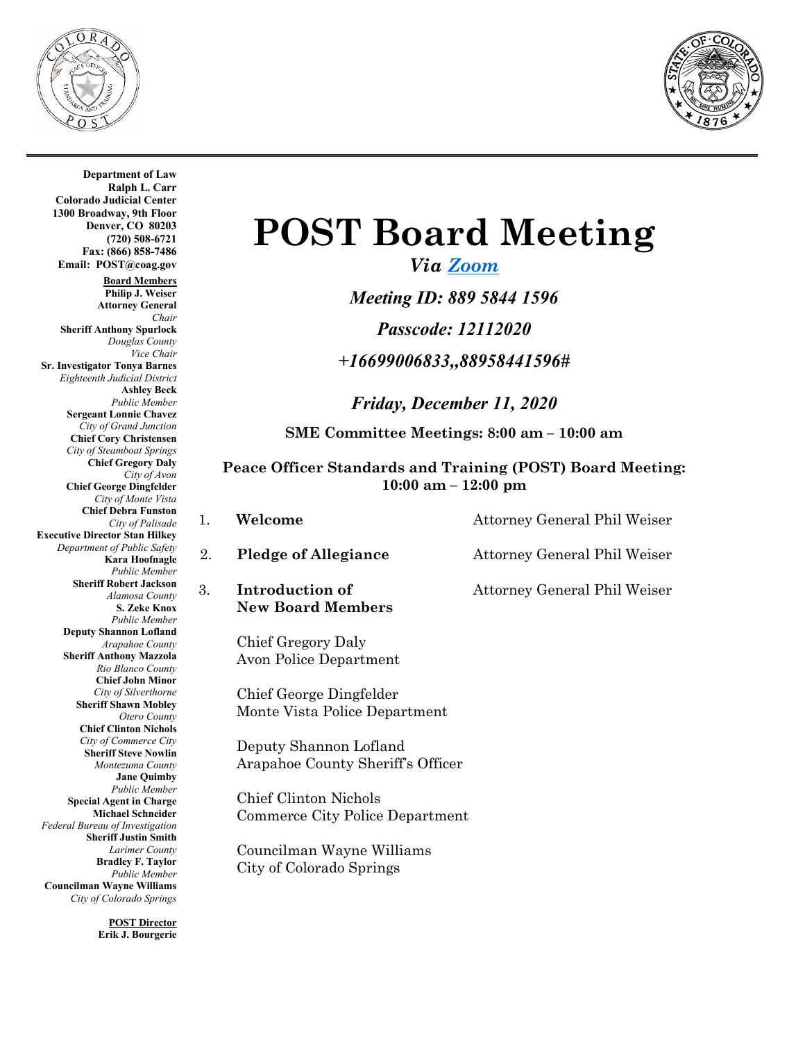**Department of Law**
**Ralph L. Carr**
**Colorado Judicial Center**
**1300 Broadway, 9th Floor**
**Denver, CO 80203**
**(720) 508-6721**
**Fax: (866) 858-7486**
**Email: POST@coag.gov**

**Board Members**

**Philip J. Weiser**
**Attorney General**
*Chair*

**Sheriff Anthony Spurlock**
*Douglas County*
*Vice Chair*

**Sr. Investigator Tonya Barnes**
*Eighteenth Judicial District*

**Ashley Beck**
*Public Member*

**Sergeant Lonnie Chavez**
*City of Grand Junction*

**Chief Cory Christensen**
*City of Steamboat Springs*

**Chief Gregory Daly**
*City of Avon*

**Chief George Dingfelder**
*City of Monte Vista*

**Chief Debra Funston**
*City of Palisade*

**Executive Director Stan Hilkey**
*Department of Public Safety*

**Kara Hoofnagle**
*Public Member*

**Sheriff Robert Jackson**
*Alamosa County*

**S. Zeke Knox**
*Public Member*

**Deputy Shannon Lofland**
*Arapahoe County*

**Sheriff Anthony Mazzola**
*Rio Blanco County*

**Chief John Minor**
*City of Silverthorne*

**Sheriff Shawn Mobley**
*Otero County*

**Chief Clinton Nichols**
*City of Commerce City*

**Sheriff Steve Nowlin**
*Montezuma County*

**Jane Quimby**
*Public Member*

**Special Agent in Charge Michael Schneider**
*Federal Bureau of Investigation*

**Sheriff Justin Smith**
*Larimer County*

**Bradley F. Taylor**
*Public Member*

**Councilman Wayne Williams**
*City of Colorado Springs*

**POST Director**
**Erik J. Bourgerie**

# POST Board Meeting

*Via Zoom*

*Meeting ID: 889 5844 1596*

*Passcode: 12112020*

*+16699006833,,88958441596#*

*Friday, December 11, 2020*

**SME Committee Meetings: 8:00 am – 10:00 am**

**Peace Officer Standards and Training (POST) Board Meeting: 10:00 am – 12:00 pm**

1. **Welcome** — Attorney General Phil Weiser
2. **Pledge of Allegiance** — Attorney General Phil Weiser
3. **Introduction of New Board Members** — Attorney General Phil Weiser

   Chief Gregory Daly
   Avon Police Department

   Chief George Dingfelder
   Monte Vista Police Department

   Deputy Shannon Lofland
   Arapahoe County Sheriff's Officer

   Chief Clinton Nichols
   Commerce City Police Department

   Councilman Wayne Williams
   City of Colorado Springs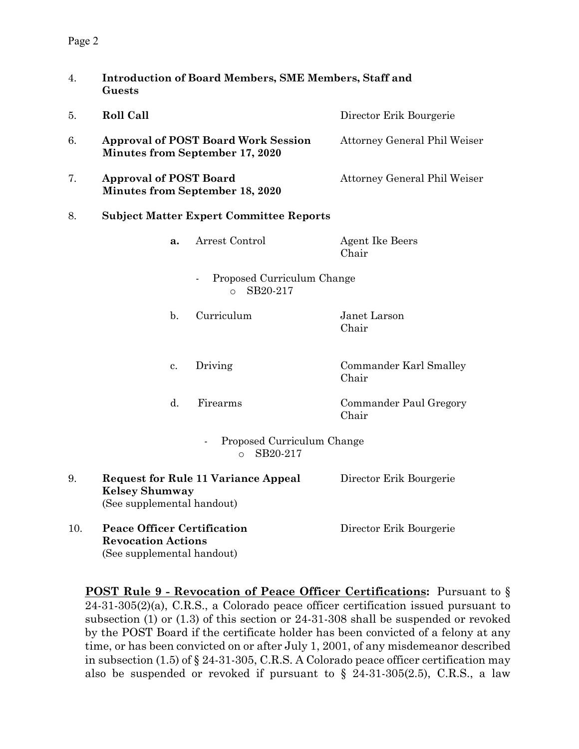4. **Introduction of Board Members, SME Members, Staff and Guests**

5. **Roll Call** — Director Erik Bourgerie

6. **Approval of POST Board Work Session Minutes from September 17, 2020** — Attorney General Phil Weiser

7. **Approval of POST Board Minutes from September 18, 2020** — Attorney General Phil Weiser

8. **Subject Matter Expert Committee Reports**

   **a.** Arrest Control — Agent Ike Beers, Chair

   - Proposed Curriculum Change
     - SB20-217

   b. Curriculum — Janet Larson, Chair

   c. Driving — Commander Karl Smalley, Chair

   d. Firearms — Commander Paul Gregory, Chair

   - Proposed Curriculum Change
     - SB20-217

9. **Request for Rule 11 Variance Appeal Kelsey Shumway** — Director Erik Bourgerie
   (See supplemental handout)

10. **Peace Officer Certification Revocation Actions** — Director Erik Bourgerie
    (See supplemental handout)

<u>**POST Rule 9 - Revocation of Peace Officer Certifications**</u>**:** Pursuant to § 24-31-305(2)(a), C.R.S., a Colorado peace officer certification issued pursuant to subsection (1) or (1.3) of this section or 24-31-308 shall be suspended or revoked by the POST Board if the certificate holder has been convicted of a felony at any time, or has been convicted on or after July 1, 2001, of any misdemeanor described in subsection (1.5) of § 24-31-305, C.R.S. A Colorado peace officer certification may also be suspended or revoked if pursuant to § 24-31-305(2.5), C.R.S., a law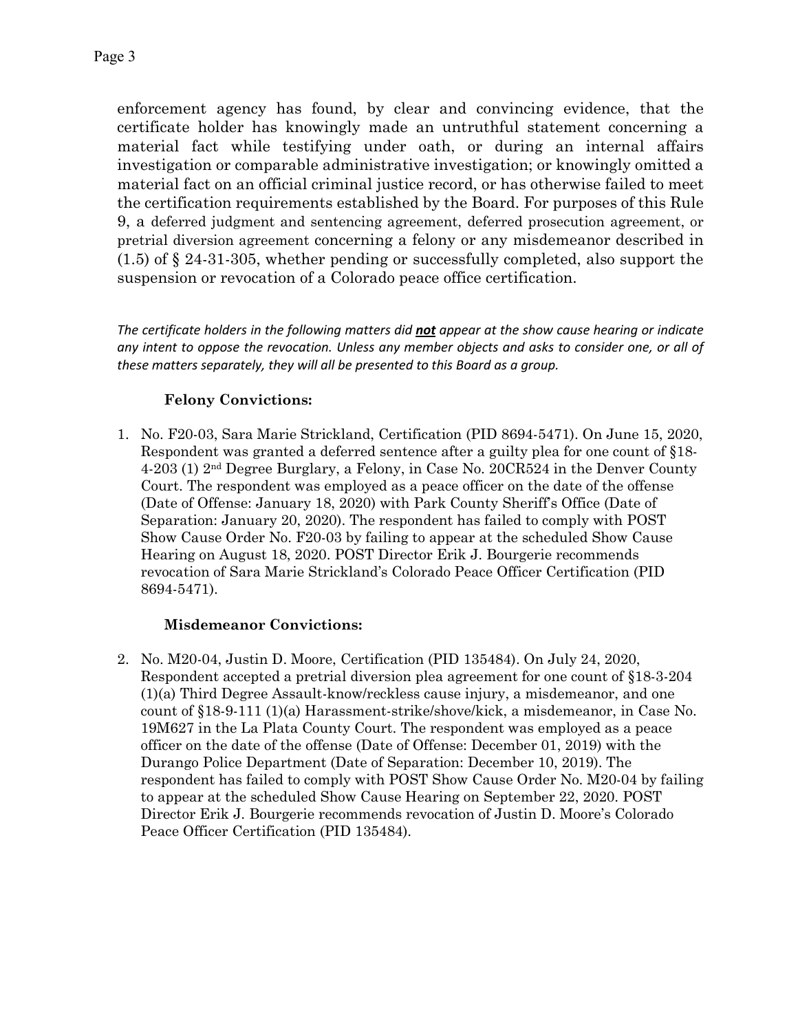enforcement agency has found, by clear and convincing evidence, that the certificate holder has knowingly made an untruthful statement concerning a material fact while testifying under oath, or during an internal affairs investigation or comparable administrative investigation; or knowingly omitted a material fact on an official criminal justice record, or has otherwise failed to meet the certification requirements established by the Board. For purposes of this Rule 9, a deferred judgment and sentencing agreement, deferred prosecution agreement, or pretrial diversion agreement concerning a felony or any misdemeanor described in (1.5) of § 24-31-305, whether pending or successfully completed, also support the suspension or revocation of a Colorado peace office certification.

*The certificate holders in the following matters did **not** appear at the show cause hearing or indicate any intent to oppose the revocation. Unless any member objects and asks to consider one, or all of these matters separately, they will all be presented to this Board as a group.*

**Felony Convictions:**

1. No. F20-03, Sara Marie Strickland, Certification (PID 8694-5471). On June 15, 2020, Respondent was granted a deferred sentence after a guilty plea for one count of §18-4-203 (1) 2nd Degree Burglary, a Felony, in Case No. 20CR524 in the Denver County Court. The respondent was employed as a peace officer on the date of the offense (Date of Offense: January 18, 2020) with Park County Sheriff's Office (Date of Separation: January 20, 2020). The respondent has failed to comply with POST Show Cause Order No. F20-03 by failing to appear at the scheduled Show Cause Hearing on August 18, 2020. POST Director Erik J. Bourgerie recommends revocation of Sara Marie Strickland's Colorado Peace Officer Certification (PID 8694-5471).

**Misdemeanor Convictions:**

2. No. M20-04, Justin D. Moore, Certification (PID 135484). On July 24, 2020, Respondent accepted a pretrial diversion plea agreement for one count of §18-3-204 (1)(a) Third Degree Assault-know/reckless cause injury, a misdemeanor, and one count of §18-9-111 (1)(a) Harassment-strike/shove/kick, a misdemeanor, in Case No. 19M627 in the La Plata County Court. The respondent was employed as a peace officer on the date of the offense (Date of Offense: December 01, 2019) with the Durango Police Department (Date of Separation: December 10, 2019). The respondent has failed to comply with POST Show Cause Order No. M20-04 by failing to appear at the scheduled Show Cause Hearing on September 22, 2020. POST Director Erik J. Bourgerie recommends revocation of Justin D. Moore's Colorado Peace Officer Certification (PID 135484).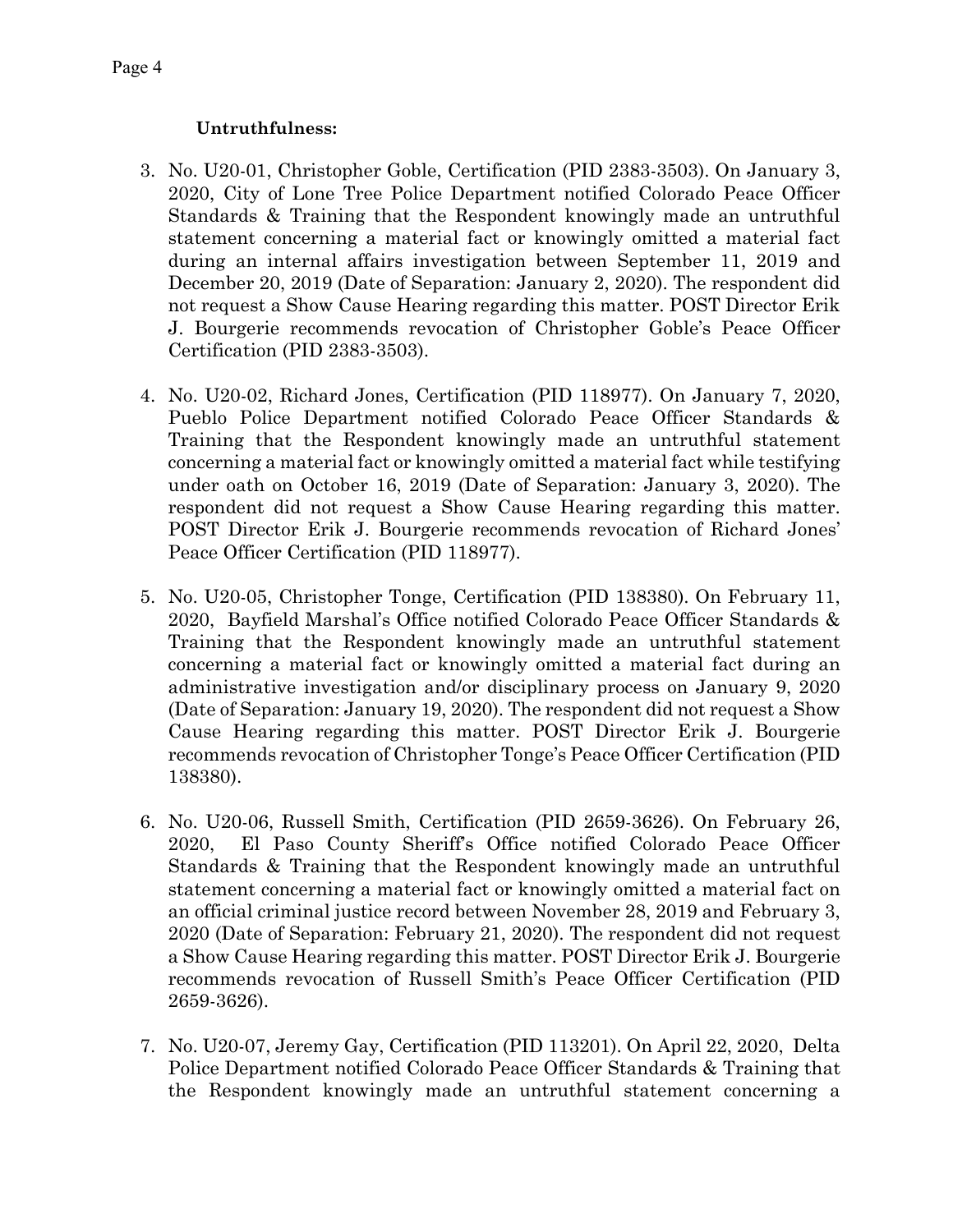**Untruthfulness:**

3. No. U20-01, Christopher Goble, Certification (PID 2383-3503). On January 3, 2020, City of Lone Tree Police Department notified Colorado Peace Officer Standards & Training that the Respondent knowingly made an untruthful statement concerning a material fact or knowingly omitted a material fact during an internal affairs investigation between September 11, 2019 and December 20, 2019 (Date of Separation: January 2, 2020). The respondent did not request a Show Cause Hearing regarding this matter. POST Director Erik J. Bourgerie recommends revocation of Christopher Goble's Peace Officer Certification (PID 2383-3503).

4. No. U20-02, Richard Jones, Certification (PID 118977). On January 7, 2020, Pueblo Police Department notified Colorado Peace Officer Standards & Training that the Respondent knowingly made an untruthful statement concerning a material fact or knowingly omitted a material fact while testifying under oath on October 16, 2019 (Date of Separation: January 3, 2020). The respondent did not request a Show Cause Hearing regarding this matter. POST Director Erik J. Bourgerie recommends revocation of Richard Jones' Peace Officer Certification (PID 118977).

5. No. U20-05, Christopher Tonge, Certification (PID 138380). On February 11, 2020, Bayfield Marshal's Office notified Colorado Peace Officer Standards & Training that the Respondent knowingly made an untruthful statement concerning a material fact or knowingly omitted a material fact during an administrative investigation and/or disciplinary process on January 9, 2020 (Date of Separation: January 19, 2020). The respondent did not request a Show Cause Hearing regarding this matter. POST Director Erik J. Bourgerie recommends revocation of Christopher Tonge's Peace Officer Certification (PID 138380).

6. No. U20-06, Russell Smith, Certification (PID 2659-3626). On February 26, 2020, El Paso County Sheriff's Office notified Colorado Peace Officer Standards & Training that the Respondent knowingly made an untruthful statement concerning a material fact or knowingly omitted a material fact on an official criminal justice record between November 28, 2019 and February 3, 2020 (Date of Separation: February 21, 2020). The respondent did not request a Show Cause Hearing regarding this matter. POST Director Erik J. Bourgerie recommends revocation of Russell Smith's Peace Officer Certification (PID 2659-3626).

7. No. U20-07, Jeremy Gay, Certification (PID 113201). On April 22, 2020, Delta Police Department notified Colorado Peace Officer Standards & Training that the Respondent knowingly made an untruthful statement concerning a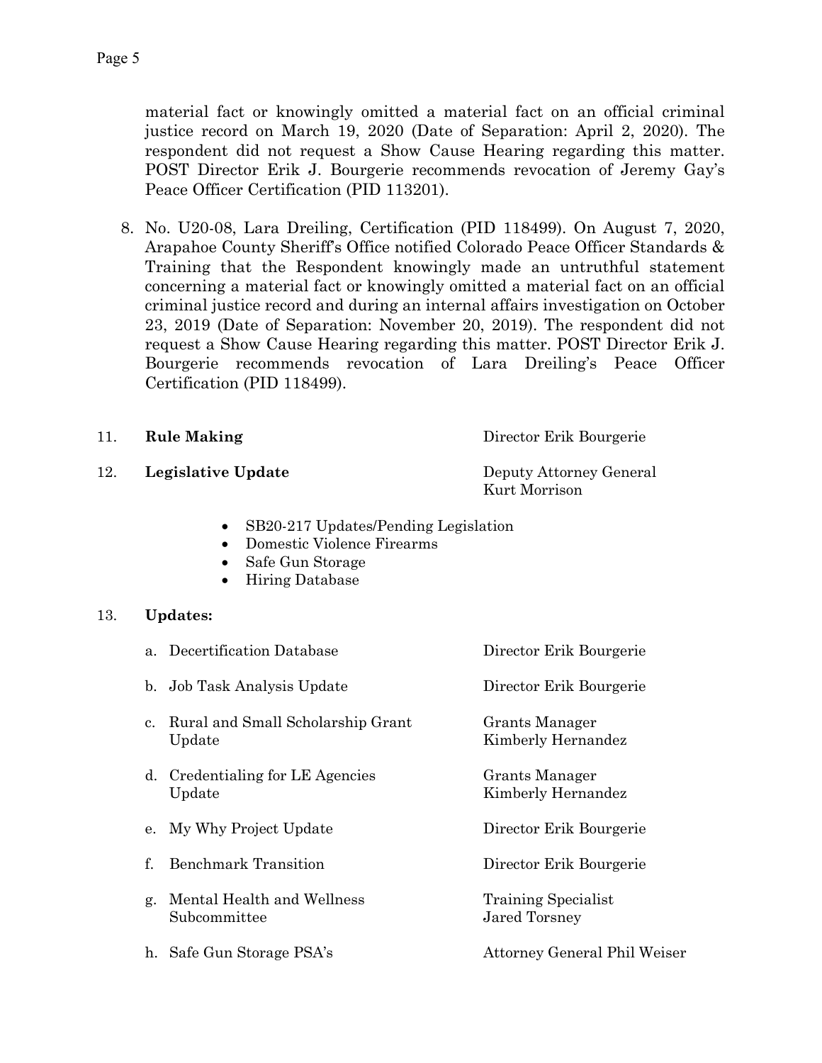material fact or knowingly omitted a material fact on an official criminal justice record on March 19, 2020 (Date of Separation: April 2, 2020). The respondent did not request a Show Cause Hearing regarding this matter. POST Director Erik J. Bourgerie recommends revocation of Jeremy Gay's Peace Officer Certification (PID 113201).

8. No. U20-08, Lara Dreiling, Certification (PID 118499). On August 7, 2020, Arapahoe County Sheriff's Office notified Colorado Peace Officer Standards & Training that the Respondent knowingly made an untruthful statement concerning a material fact or knowingly omitted a material fact on an official criminal justice record and during an internal affairs investigation on October 23, 2019 (Date of Separation: November 20, 2019). The respondent did not request a Show Cause Hearing regarding this matter. POST Director Erik J. Bourgerie recommends revocation of Lara Dreiling's Peace Officer Certification (PID 118499).

11. **Rule Making** — Director Erik Bourgerie

12. **Legislative Update** — Deputy Attorney General Kurt Morrison

- SB20-217 Updates/Pending Legislation
- Domestic Violence Firearms
- Safe Gun Storage
- Hiring Database

13. **Updates:**

a. Decertification Database — Director Erik Bourgerie

b. Job Task Analysis Update — Director Erik Bourgerie

c. Rural and Small Scholarship Grant Update — Grants Manager Kimberly Hernandez

d. Credentialing for LE Agencies Update — Grants Manager Kimberly Hernandez

e. My Why Project Update — Director Erik Bourgerie

f. Benchmark Transition — Director Erik Bourgerie

g. Mental Health and Wellness Subcommittee — Training Specialist Jared Torsney

h. Safe Gun Storage PSA's — Attorney General Phil Weiser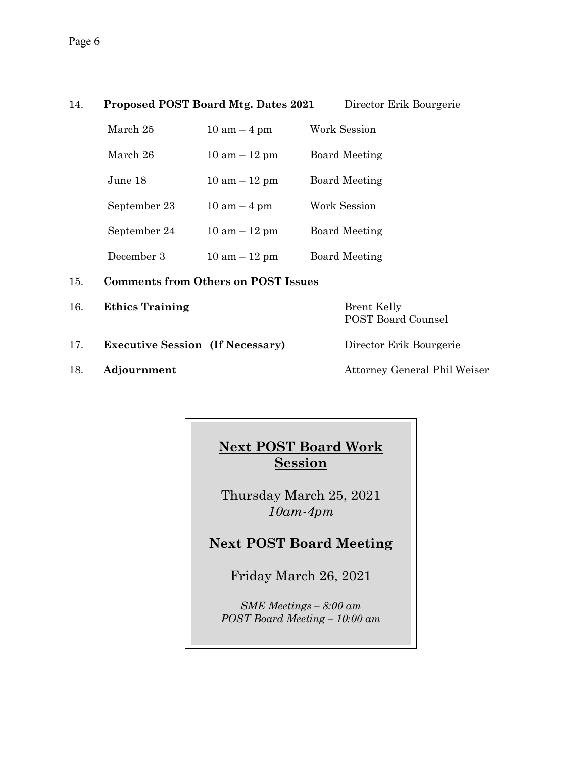14. **Proposed POST Board Mtg. Dates 2021** — Director Erik Bourgerie

| | | |
|---|---|---|
| March 25 | 10 am – 4 pm | Work Session |
| March 26 | 10 am – 12 pm | Board Meeting |
| June 18 | 10 am – 12 pm | Board Meeting |
| September 23 | 10 am – 4 pm | Work Session |
| September 24 | 10 am – 12 pm | Board Meeting |
| December 3 | 10 am – 12 pm | Board Meeting |

15. **Comments from Others on POST Issues**

16. **Ethics Training** — Brent Kelly, POST Board Counsel

17. **Executive Session (If Necessary)** — Director Erik Bourgerie

18. **Adjournment** — Attorney General Phil Weiser

---

**Next POST Board Work Session**

Thursday March 25, 2021
*10am-4pm*

**Next POST Board Meeting**

Friday March 26, 2021

*SME Meetings – 8:00 am*
*POST Board Meeting – 10:00 am*